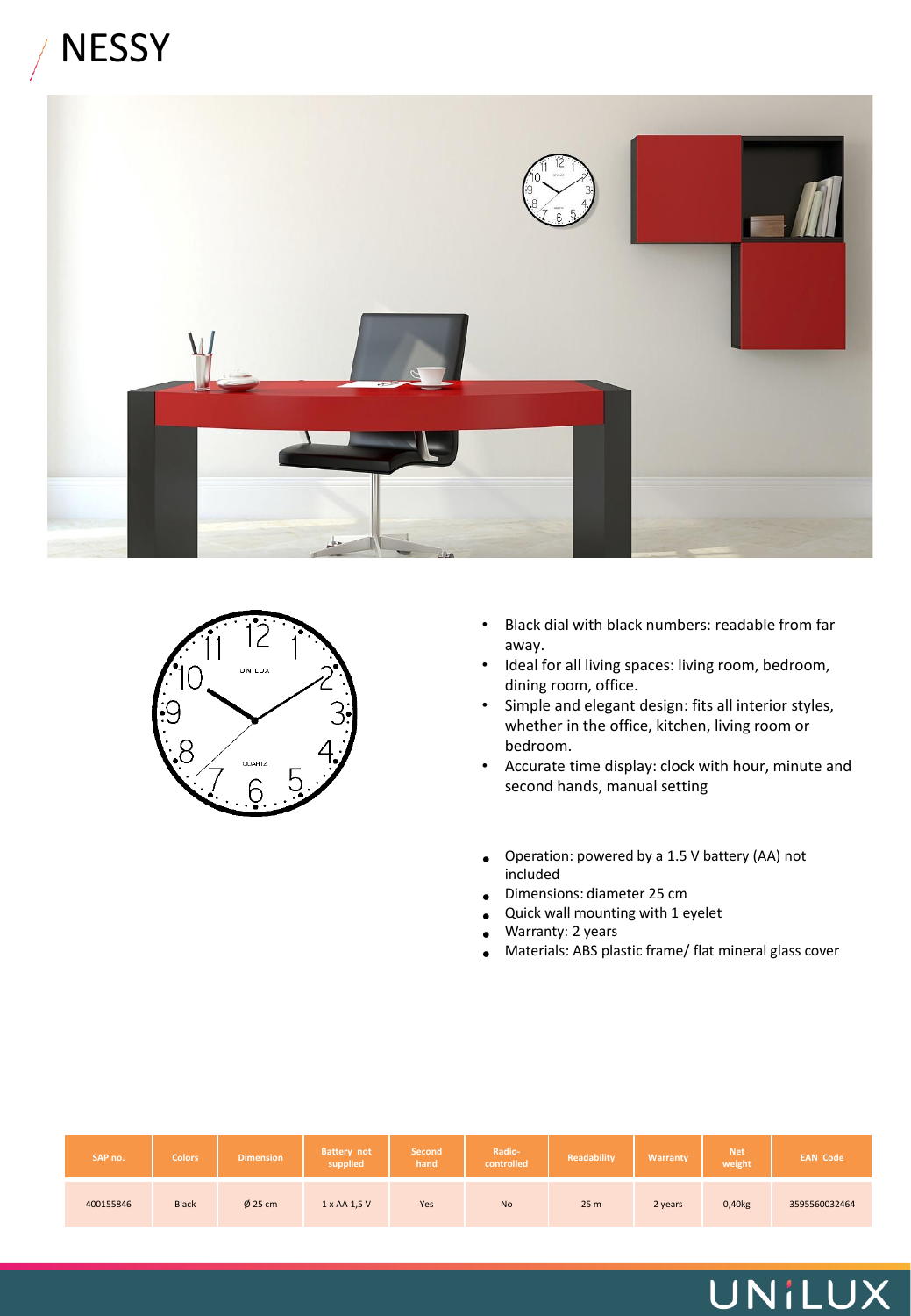# NESSY

- Black dial with black numbers: readable from far away.
- Ideal for all living spaces: living room, bedroom, dining room, office.
- Simple and elegant design: fits all interior styles, whether in the office, kitchen, living room or bedroom.
- Accurate time display: clock with hour, minute and second hands, manual setting

- Operation: powered by a 1.5 V battery (AA) not included
- Dimensions: diameter 25 cm
- Quick wall mounting with 1 eyelet
- Warranty: 2 years
- Materials: ABS plastic frame/ flat mineral glass cover

| SAP no. | Colors | Dimension | Battery not supplied | Second hand | Radio-controlled | Readability | Warranty | Net weight | EAN Code |
|---|---|---|---|---|---|---|---|---|---|
| 400155846 | Black | Ø 25 cm | 1 x AA 1,5 V | Yes | No | 25 m | 2 years | 0,40kg | 3595560032464 |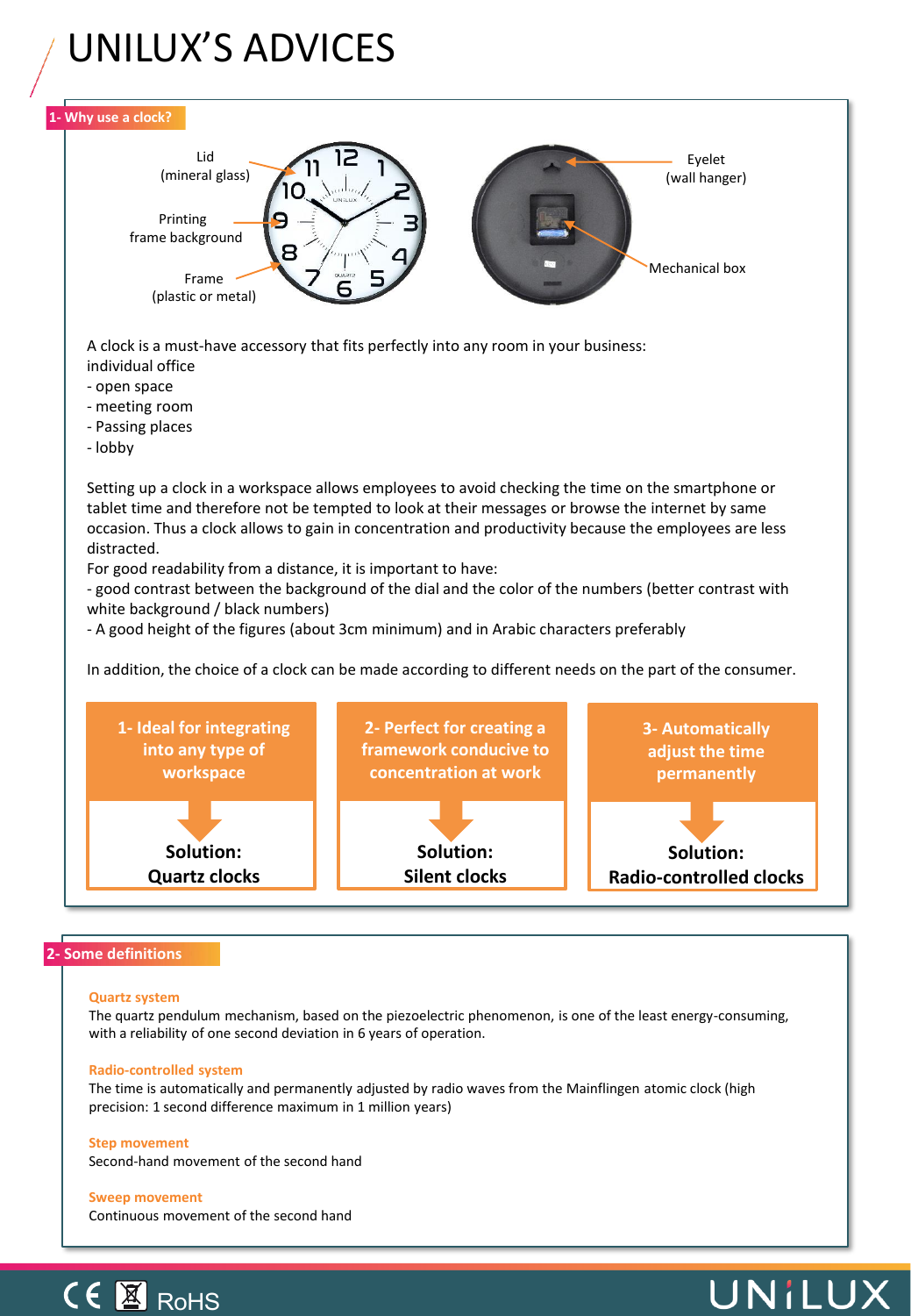# UNILUX'S ADVICES

## 1- Why use a clock?

Lid (mineral glass)

Printing frame background

Frame (plastic or metal)

Eyelet (wall hanger)

Mechanical box

A clock is a must-have accessory that fits perfectly into any room in your business:
individual office
- open space
- meeting room
- Passing places
- lobby

Setting up a clock in a workspace allows employees to avoid checking the time on the smartphone or tablet time and therefore not be tempted to look at their messages or browse the internet by same occasion. Thus a clock allows to gain in concentration and productivity because the employees are less distracted.
For good readability from a distance, it is important to have:
- good contrast between the background of the dial and the color of the numbers (better contrast with white background / black numbers)
- A good height of the figures (about 3cm minimum) and in Arabic characters preferably

In addition, the choice of a clock can be made according to different needs on the part of the consumer.

**1- Ideal for integrating into any type of workspace**

**Solution: Quartz clocks**

**2- Perfect for creating a framework conducive to concentration at work**

**Solution: Silent clocks**

**3- Automatically adjust the time permanently**

**Solution: Radio-controlled clocks**

## 2- Some definitions

**Quartz system**
The quartz pendulum mechanism, based on the piezoelectric phenomenon, is one of the least energy-consuming, with a reliability of one second deviation in 6 years of operation.

**Radio-controlled system**
The time is automatically and permanently adjusted by radio waves from the Mainflingen atomic clock (high precision: 1 second difference maximum in 1 million years)

**Step movement**
Second-hand movement of the second hand

**Sweep movement**
Continuous movement of the second hand

CE RoHS

UNILUX